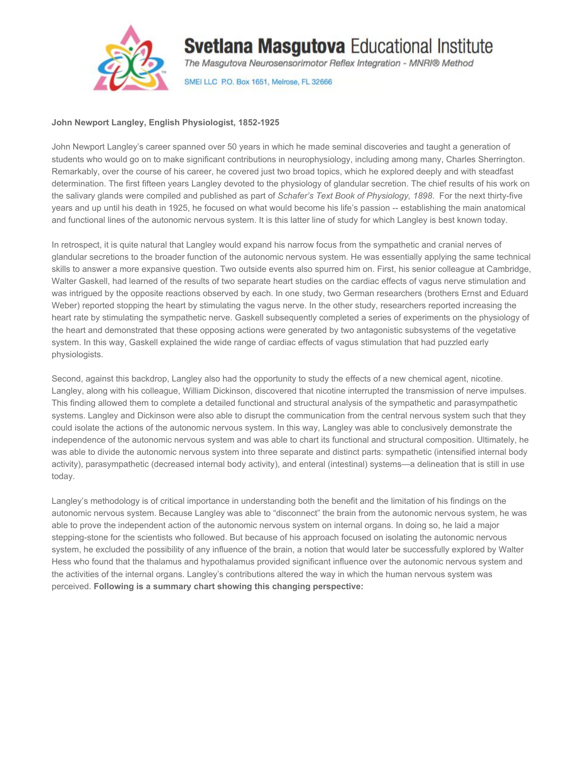# Svetlana Masgutova Educational Institute

*The Masgutova Neurosensorimotor Reflex Integration - MNRI® Method*

SMEI LLC P.O. Box 1651, Melrose, FL 32666

**John Newport Langley, English Physiologist, 1852-1925**

John Newport Langley's career spanned over 50 years in which he made seminal discoveries and taught a generation of students who would go on to make significant contributions in neurophysiology, including among many, Charles Sherrington. Remarkably, over the course of his career, he covered just two broad topics, which he explored deeply and with steadfast determination. The first fifteen years Langley devoted to the physiology of glandular secretion. The chief results of his work on the salivary glands were compiled and published as part of *Schafer's Text Book of Physiology, 1898*. For the next thirty-five years and up until his death in 1925, he focused on what would become his life's passion -- establishing the main anatomical and functional lines of the autonomic nervous system. It is this latter line of study for which Langley is best known today.

In retrospect, it is quite natural that Langley would expand his narrow focus from the sympathetic and cranial nerves of glandular secretions to the broader function of the autonomic nervous system. He was essentially applying the same technical skills to answer a more expansive question. Two outside events also spurred him on. First, his senior colleague at Cambridge, Walter Gaskell, had learned of the results of two separate heart studies on the cardiac effects of vagus nerve stimulation and was intrigued by the opposite reactions observed by each. In one study, two German researchers (brothers Ernst and Eduard Weber) reported stopping the heart by stimulating the vagus nerve. In the other study, researchers reported increasing the heart rate by stimulating the sympathetic nerve. Gaskell subsequently completed a series of experiments on the physiology of the heart and demonstrated that these opposing actions were generated by two antagonistic subsystems of the vegetative system. In this way, Gaskell explained the wide range of cardiac effects of vagus stimulation that had puzzled early physiologists.

Second, against this backdrop, Langley also had the opportunity to study the effects of a new chemical agent, nicotine. Langley, along with his colleague, William Dickinson, discovered that nicotine interrupted the transmission of nerve impulses. This finding allowed them to complete a detailed functional and structural analysis of the sympathetic and parasympathetic systems. Langley and Dickinson were also able to disrupt the communication from the central nervous system such that they could isolate the actions of the autonomic nervous system. In this way, Langley was able to conclusively demonstrate the independence of the autonomic nervous system and was able to chart its functional and structural composition. Ultimately, he was able to divide the autonomic nervous system into three separate and distinct parts: sympathetic (intensified internal body activity), parasympathetic (decreased internal body activity), and enteral (intestinal) systems—a delineation that is still in use today.

Langley's methodology is of critical importance in understanding both the benefit and the limitation of his findings on the autonomic nervous system. Because Langley was able to "disconnect" the brain from the autonomic nervous system, he was able to prove the independent action of the autonomic nervous system on internal organs. In doing so, he laid a major stepping-stone for the scientists who followed. But because of his approach focused on isolating the autonomic nervous system, he excluded the possibility of any influence of the brain, a notion that would later be successfully explored by Walter Hess who found that the thalamus and hypothalamus provided significant influence over the autonomic nervous system and the activities of the internal organs. Langley's contributions altered the way in which the human nervous system was perceived. **Following is a summary chart showing this changing perspective:**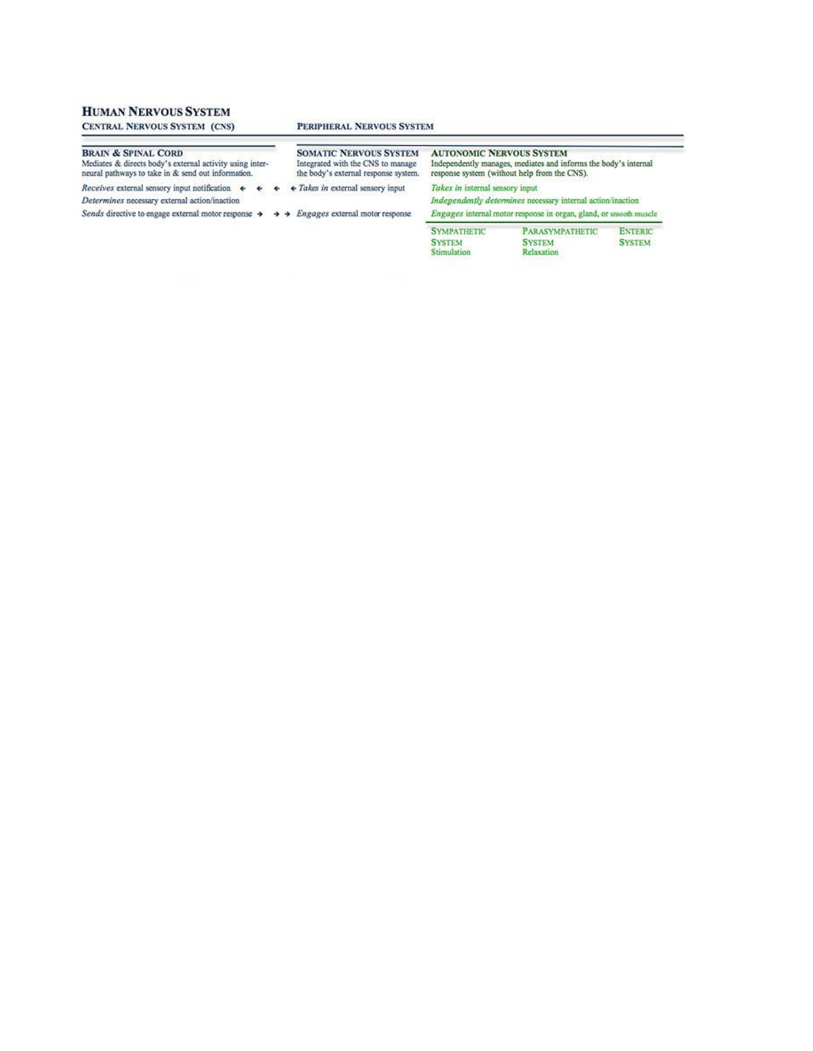# Human Nervous System

## Central Nervous System (CNS)

### Brain & Spinal Cord

Mediates & directs body's external activity using inter-neural pathways to take in & send out information.

*Receives* external sensory input notification ← ← ←

*Determines* necessary external action/inaction

*Sends* directive to engage external motor response → → →

## Peripheral Nervous System

### Somatic Nervous System

Integrated with the CNS to manage the body's external response system.

← *Takes in* external sensory input

*Engages* external motor response

### Autonomic Nervous System

Independently manages, mediates and informs the body's internal response system (without help from the CNS).

*Takes in* internal sensory input

*Independently determines* necessary internal action/inaction

*Engages* internal motor response in organ, gland, or smooth muscle

| Sympathetic System | Parasympathetic System | Enteric System |
|---|---|---|
| Stimulation | Relaxation | |